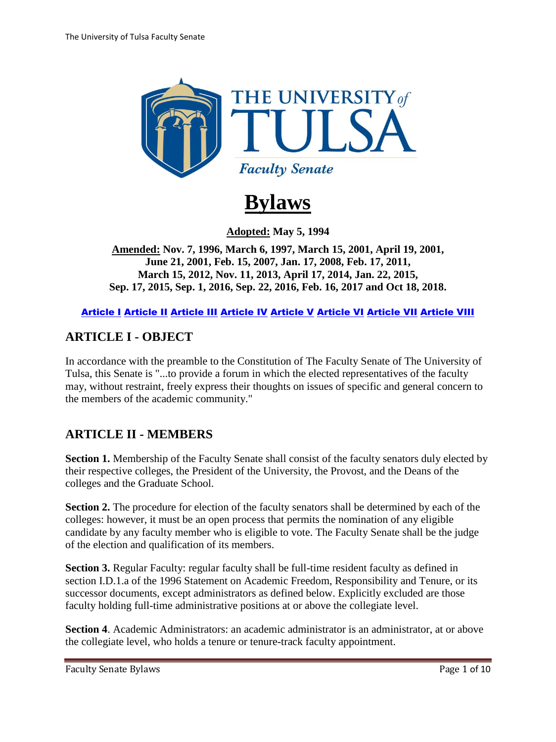THE UNIVERSITY of TULSA

*Faculty Senate*

# Bylaws

**Adopted: May 5, 1994**

**Amended: Nov. 7, 1996, March 6, 1997, March 15, 2001, April 19, 2001, June 21, 2001, Feb. 15, 2007, Jan. 17, 2008, Feb. 17, 2011, March 15, 2012, Nov. 11, 2013, April 17, 2014, Jan. 22, 2015, Sep. 17, 2015, Sep. 1, 2016, Sep. 22, 2016, Feb. 16, 2017 and Oct 18, 2018.**

Article I Article II Article III Article IV Article V Article VI Article VII Article VIII

## ARTICLE I - OBJECT

In accordance with the preamble to the Constitution of The Faculty Senate of The University of Tulsa, this Senate is "...to provide a forum in which the elected representatives of the faculty may, without restraint, freely express their thoughts on issues of specific and general concern to the members of the academic community."

## ARTICLE II - MEMBERS

**Section 1.** Membership of the Faculty Senate shall consist of the faculty senators duly elected by their respective colleges, the President of the University, the Provost, and the Deans of the colleges and the Graduate School.

**Section 2.** The procedure for election of the faculty senators shall be determined by each of the colleges: however, it must be an open process that permits the nomination of any eligible candidate by any faculty member who is eligible to vote. The Faculty Senate shall be the judge of the election and qualification of its members.

**Section 3.** Regular Faculty: regular faculty shall be full-time resident faculty as defined in section I.D.1.a of the 1996 Statement on Academic Freedom, Responsibility and Tenure, or its successor documents, except administrators as defined below. Explicitly excluded are those faculty holding full-time administrative positions at or above the collegiate level.

**Section 4**. Academic Administrators: an academic administrator is an administrator, at or above the collegiate level, who holds a tenure or tenure-track faculty appointment.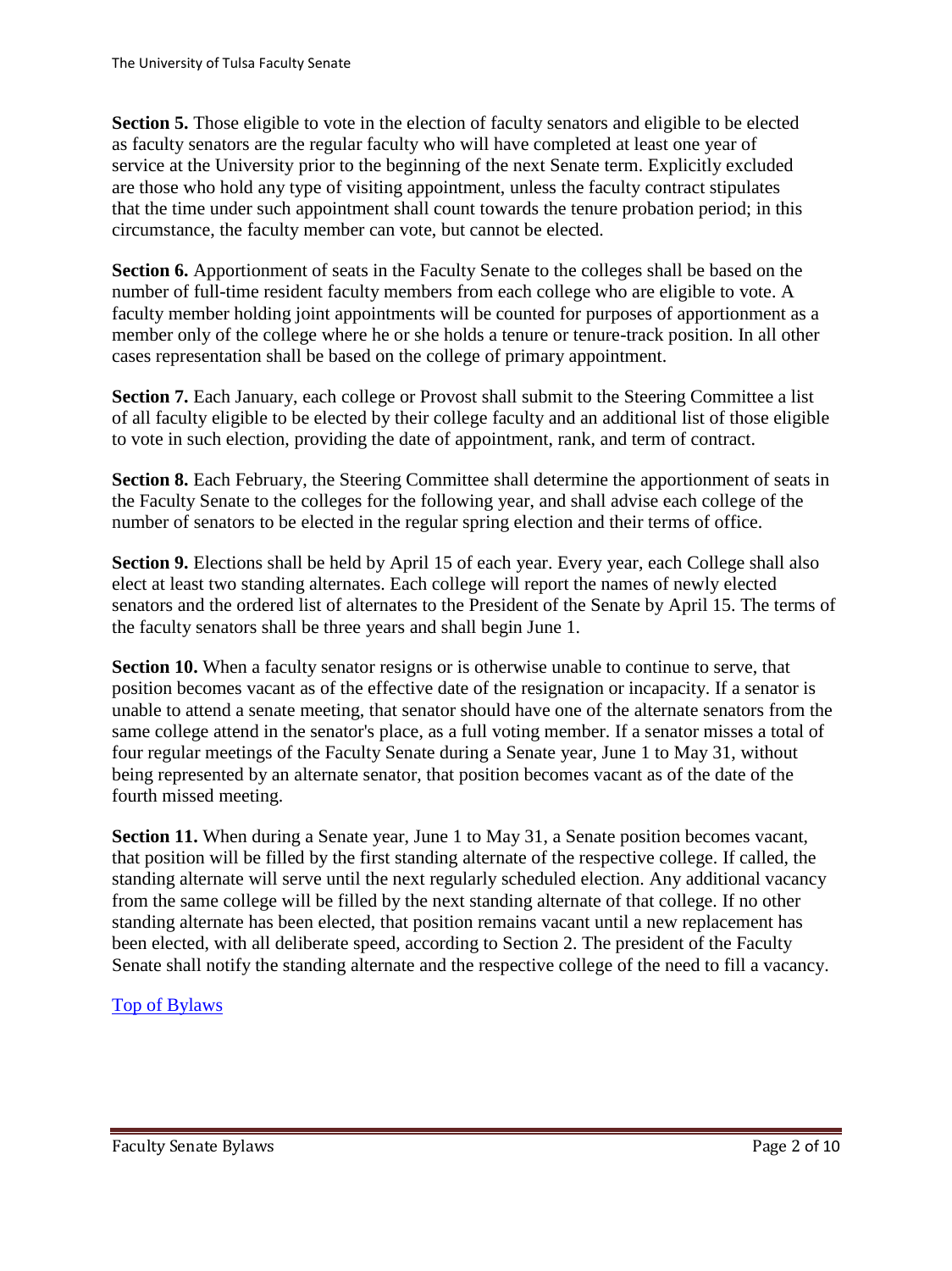**Section 5.** Those eligible to vote in the election of faculty senators and eligible to be elected as faculty senators are the regular faculty who will have completed at least one year of service at the University prior to the beginning of the next Senate term. Explicitly excluded are those who hold any type of visiting appointment, unless the faculty contract stipulates that the time under such appointment shall count towards the tenure probation period; in this circumstance, the faculty member can vote, but cannot be elected.

**Section 6.** Apportionment of seats in the Faculty Senate to the colleges shall be based on the number of full-time resident faculty members from each college who are eligible to vote. A faculty member holding joint appointments will be counted for purposes of apportionment as a member only of the college where he or she holds a tenure or tenure-track position. In all other cases representation shall be based on the college of primary appointment.

**Section 7.** Each January, each college or Provost shall submit to the Steering Committee a list of all faculty eligible to be elected by their college faculty and an additional list of those eligible to vote in such election, providing the date of appointment, rank, and term of contract.

**Section 8.** Each February, the Steering Committee shall determine the apportionment of seats in the Faculty Senate to the colleges for the following year, and shall advise each college of the number of senators to be elected in the regular spring election and their terms of office.

**Section 9.** Elections shall be held by April 15 of each year. Every year, each College shall also elect at least two standing alternates. Each college will report the names of newly elected senators and the ordered list of alternates to the President of the Senate by April 15. The terms of the faculty senators shall be three years and shall begin June 1.

**Section 10.** When a faculty senator resigns or is otherwise unable to continue to serve, that position becomes vacant as of the effective date of the resignation or incapacity. If a senator is unable to attend a senate meeting, that senator should have one of the alternate senators from the same college attend in the senator's place, as a full voting member. If a senator misses a total of four regular meetings of the Faculty Senate during a Senate year, June 1 to May 31, without being represented by an alternate senator, that position becomes vacant as of the date of the fourth missed meeting.

**Section 11.** When during a Senate year, June 1 to May 31, a Senate position becomes vacant, that position will be filled by the first standing alternate of the respective college. If called, the standing alternate will serve until the next regularly scheduled election. Any additional vacancy from the same college will be filled by the next standing alternate of that college. If no other standing alternate has been elected, that position remains vacant until a new replacement has been elected, with all deliberate speed, according to Section 2. The president of the Faculty Senate shall notify the standing alternate and the respective college of the need to fill a vacancy.

Top of Bylaws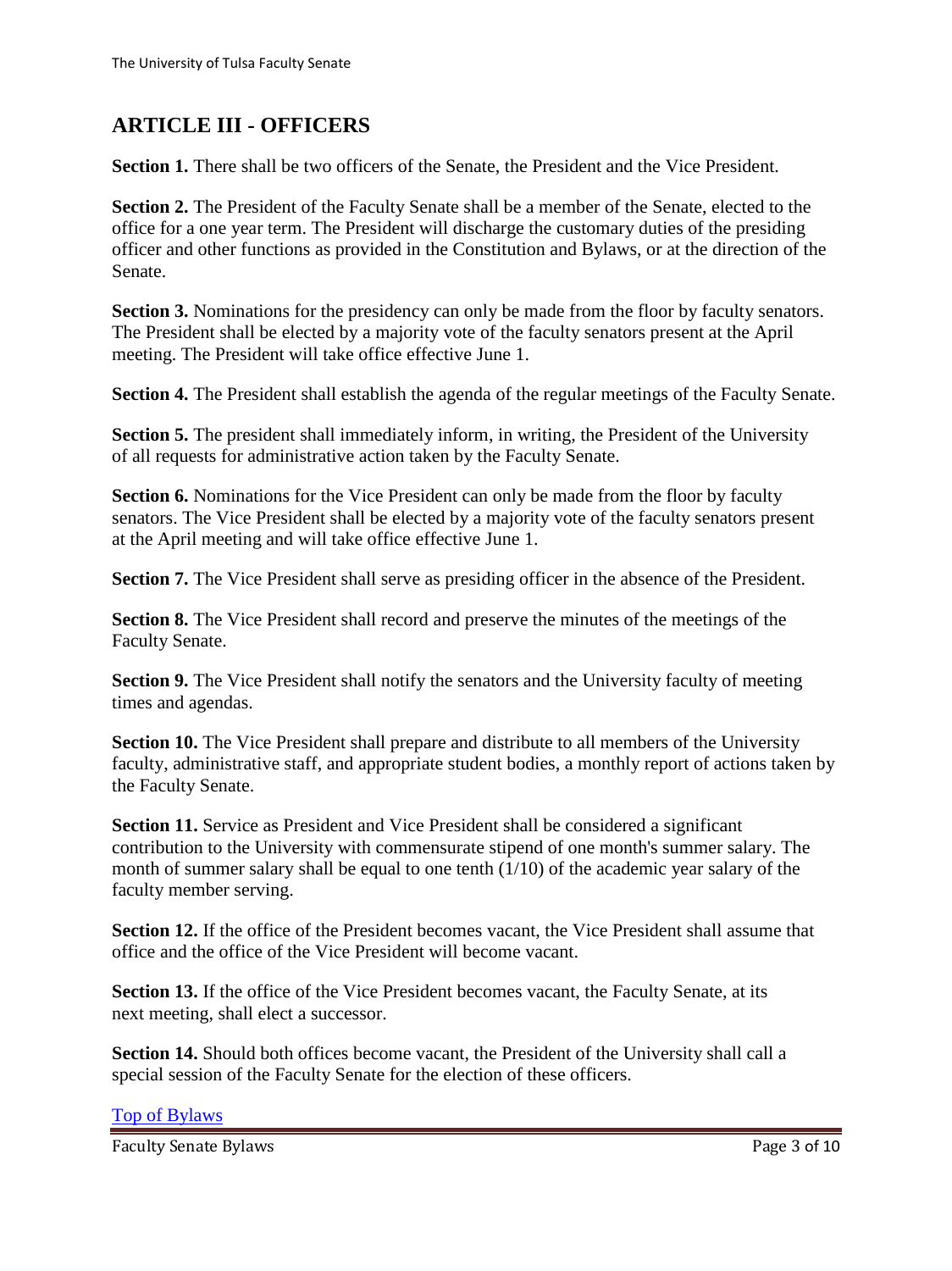## ARTICLE III - OFFICERS

**Section 1.** There shall be two officers of the Senate, the President and the Vice President.

**Section 2.** The President of the Faculty Senate shall be a member of the Senate, elected to the office for a one year term. The President will discharge the customary duties of the presiding officer and other functions as provided in the Constitution and Bylaws, or at the direction of the Senate.

**Section 3.** Nominations for the presidency can only be made from the floor by faculty senators. The President shall be elected by a majority vote of the faculty senators present at the April meeting. The President will take office effective June 1.

**Section 4.** The President shall establish the agenda of the regular meetings of the Faculty Senate.

**Section 5.** The president shall immediately inform, in writing, the President of the University of all requests for administrative action taken by the Faculty Senate.

**Section 6.** Nominations for the Vice President can only be made from the floor by faculty senators. The Vice President shall be elected by a majority vote of the faculty senators present at the April meeting and will take office effective June 1.

**Section 7.** The Vice President shall serve as presiding officer in the absence of the President.

**Section 8.** The Vice President shall record and preserve the minutes of the meetings of the Faculty Senate.

**Section 9.** The Vice President shall notify the senators and the University faculty of meeting times and agendas.

**Section 10.** The Vice President shall prepare and distribute to all members of the University faculty, administrative staff, and appropriate student bodies, a monthly report of actions taken by the Faculty Senate.

**Section 11.** Service as President and Vice President shall be considered a significant contribution to the University with commensurate stipend of one month's summer salary. The month of summer salary shall be equal to one tenth (1/10) of the academic year salary of the faculty member serving.

**Section 12.** If the office of the President becomes vacant, the Vice President shall assume that office and the office of the Vice President will become vacant.

**Section 13.** If the office of the Vice President becomes vacant, the Faculty Senate, at its next meeting, shall elect a successor.

**Section 14.** Should both offices become vacant, the President of the University shall call a special session of the Faculty Senate for the election of these officers.

Top of Bylaws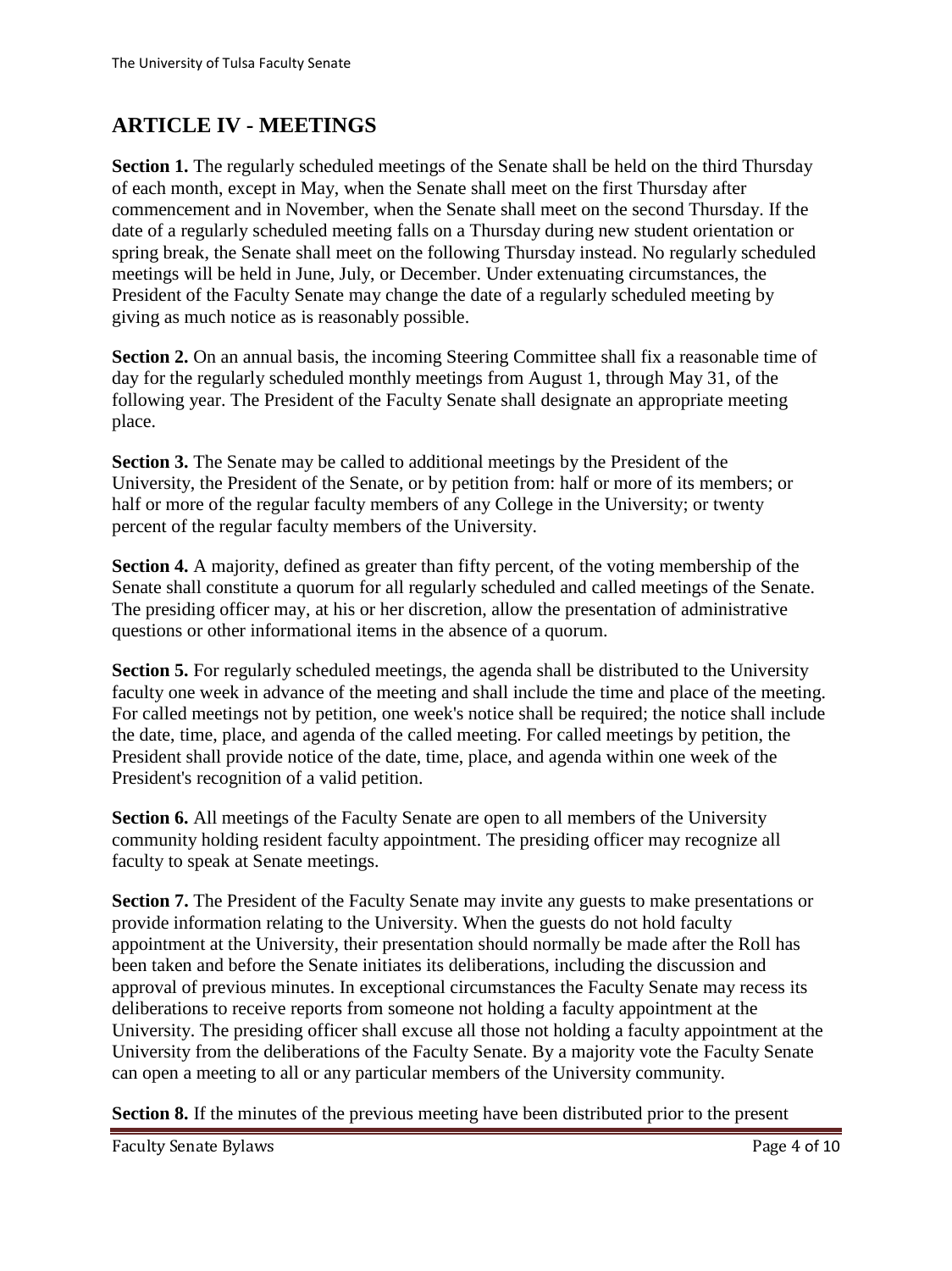## ARTICLE IV - MEETINGS

**Section 1.** The regularly scheduled meetings of the Senate shall be held on the third Thursday of each month, except in May, when the Senate shall meet on the first Thursday after commencement and in November, when the Senate shall meet on the second Thursday. If the date of a regularly scheduled meeting falls on a Thursday during new student orientation or spring break, the Senate shall meet on the following Thursday instead. No regularly scheduled meetings will be held in June, July, or December. Under extenuating circumstances, the President of the Faculty Senate may change the date of a regularly scheduled meeting by giving as much notice as is reasonably possible.

**Section 2.** On an annual basis, the incoming Steering Committee shall fix a reasonable time of day for the regularly scheduled monthly meetings from August 1, through May 31, of the following year. The President of the Faculty Senate shall designate an appropriate meeting place.

**Section 3.** The Senate may be called to additional meetings by the President of the University, the President of the Senate, or by petition from: half or more of its members; or half or more of the regular faculty members of any College in the University; or twenty percent of the regular faculty members of the University.

**Section 4.** A majority, defined as greater than fifty percent, of the voting membership of the Senate shall constitute a quorum for all regularly scheduled and called meetings of the Senate. The presiding officer may, at his or her discretion, allow the presentation of administrative questions or other informational items in the absence of a quorum.

**Section 5.** For regularly scheduled meetings, the agenda shall be distributed to the University faculty one week in advance of the meeting and shall include the time and place of the meeting. For called meetings not by petition, one week's notice shall be required; the notice shall include the date, time, place, and agenda of the called meeting. For called meetings by petition, the President shall provide notice of the date, time, place, and agenda within one week of the President's recognition of a valid petition.

**Section 6.** All meetings of the Faculty Senate are open to all members of the University community holding resident faculty appointment. The presiding officer may recognize all faculty to speak at Senate meetings.

**Section 7.** The President of the Faculty Senate may invite any guests to make presentations or provide information relating to the University. When the guests do not hold faculty appointment at the University, their presentation should normally be made after the Roll has been taken and before the Senate initiates its deliberations, including the discussion and approval of previous minutes. In exceptional circumstances the Faculty Senate may recess its deliberations to receive reports from someone not holding a faculty appointment at the University. The presiding officer shall excuse all those not holding a faculty appointment at the University from the deliberations of the Faculty Senate. By a majority vote the Faculty Senate can open a meeting to all or any particular members of the University community.

**Section 8.** If the minutes of the previous meeting have been distributed prior to the present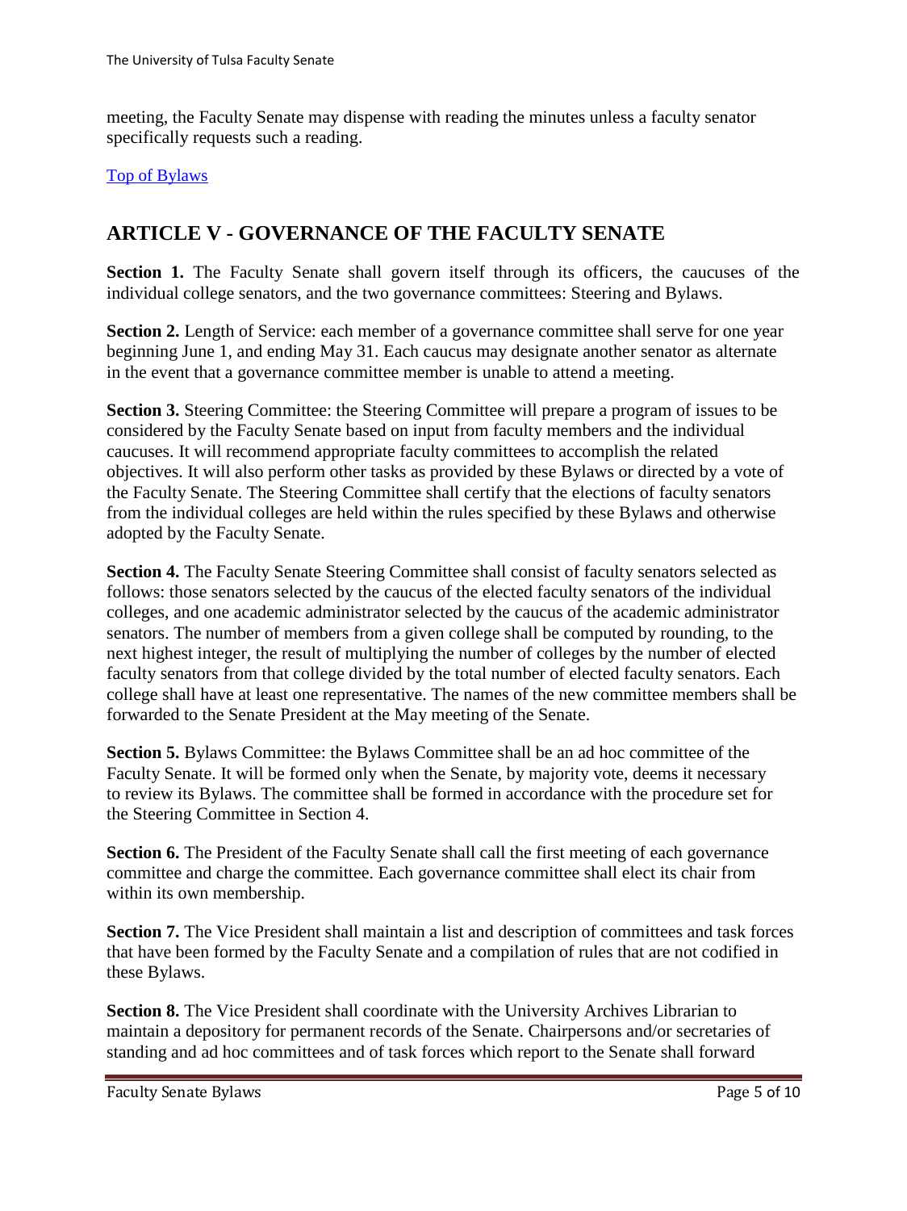meeting, the Faculty Senate may dispense with reading the minutes unless a faculty senator specifically requests such a reading.

[Top of Bylaws]

## ARTICLE V - GOVERNANCE OF THE FACULTY SENATE

**Section 1.** The Faculty Senate shall govern itself through its officers, the caucuses of the individual college senators, and the two governance committees: Steering and Bylaws.

**Section 2.** Length of Service: each member of a governance committee shall serve for one year beginning June 1, and ending May 31. Each caucus may designate another senator as alternate in the event that a governance committee member is unable to attend a meeting.

**Section 3.** Steering Committee: the Steering Committee will prepare a program of issues to be considered by the Faculty Senate based on input from faculty members and the individual caucuses. It will recommend appropriate faculty committees to accomplish the related objectives. It will also perform other tasks as provided by these Bylaws or directed by a vote of the Faculty Senate. The Steering Committee shall certify that the elections of faculty senators from the individual colleges are held within the rules specified by these Bylaws and otherwise adopted by the Faculty Senate.

**Section 4.** The Faculty Senate Steering Committee shall consist of faculty senators selected as follows: those senators selected by the caucus of the elected faculty senators of the individual colleges, and one academic administrator selected by the caucus of the academic administrator senators. The number of members from a given college shall be computed by rounding, to the next highest integer, the result of multiplying the number of colleges by the number of elected faculty senators from that college divided by the total number of elected faculty senators. Each college shall have at least one representative. The names of the new committee members shall be forwarded to the Senate President at the May meeting of the Senate.

**Section 5.** Bylaws Committee: the Bylaws Committee shall be an ad hoc committee of the Faculty Senate. It will be formed only when the Senate, by majority vote, deems it necessary to review its Bylaws. The committee shall be formed in accordance with the procedure set for the Steering Committee in Section 4.

**Section 6.** The President of the Faculty Senate shall call the first meeting of each governance committee and charge the committee. Each governance committee shall elect its chair from within its own membership.

**Section 7.** The Vice President shall maintain a list and description of committees and task forces that have been formed by the Faculty Senate and a compilation of rules that are not codified in these Bylaws.

**Section 8.** The Vice President shall coordinate with the University Archives Librarian to maintain a depository for permanent records of the Senate. Chairpersons and/or secretaries of standing and ad hoc committees and of task forces which report to the Senate shall forward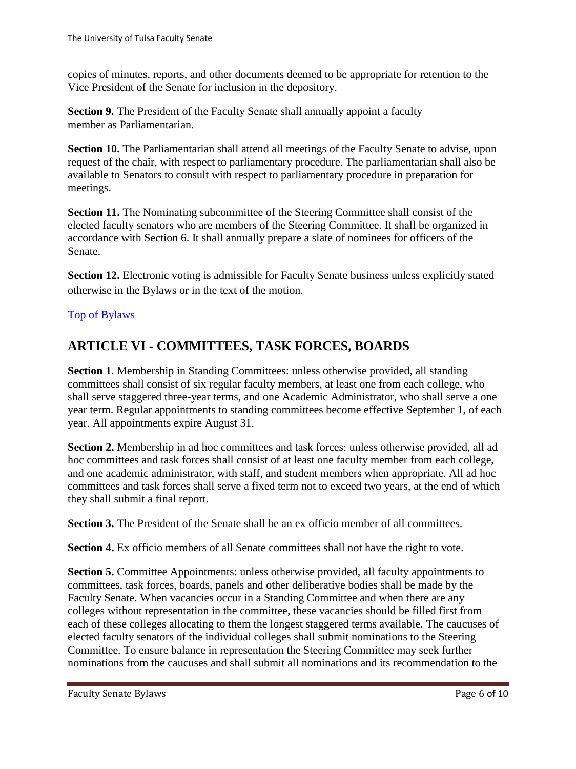copies of minutes, reports, and other documents deemed to be appropriate for retention to the Vice President of the Senate for inclusion in the depository.

**Section 9.** The President of the Faculty Senate shall annually appoint a faculty member as Parliamentarian.

**Section 10.** The Parliamentarian shall attend all meetings of the Faculty Senate to advise, upon request of the chair, with respect to parliamentary procedure. The parliamentarian shall also be available to Senators to consult with respect to parliamentary procedure in preparation for meetings.

**Section 11.** The Nominating subcommittee of the Steering Committee shall consist of the elected faculty senators who are members of the Steering Committee. It shall be organized in accordance with Section 6. It shall annually prepare a slate of nominees for officers of the Senate.

**Section 12.** Electronic voting is admissible for Faculty Senate business unless explicitly stated otherwise in the Bylaws or in the text of the motion.

Top of Bylaws

## ARTICLE VI - COMMITTEES, TASK FORCES, BOARDS

**Section 1**. Membership in Standing Committees: unless otherwise provided, all standing committees shall consist of six regular faculty members, at least one from each college, who shall serve staggered three-year terms, and one Academic Administrator, who shall serve a one year term. Regular appointments to standing committees become effective September 1, of each year. All appointments expire August 31.

**Section 2.** Membership in ad hoc committees and task forces: unless otherwise provided, all ad hoc committees and task forces shall consist of at least one faculty member from each college, and one academic administrator, with staff, and student members when appropriate. All ad hoc committees and task forces shall serve a fixed term not to exceed two years, at the end of which they shall submit a final report.

**Section 3.** The President of the Senate shall be an ex officio member of all committees.

**Section 4.** Ex officio members of all Senate committees shall not have the right to vote.

**Section 5.** Committee Appointments: unless otherwise provided, all faculty appointments to committees, task forces, boards, panels and other deliberative bodies shall be made by the Faculty Senate. When vacancies occur in a Standing Committee and when there are any colleges without representation in the committee, these vacancies should be filled first from each of these colleges allocating to them the longest staggered terms available. The caucuses of elected faculty senators of the individual colleges shall submit nominations to the Steering Committee. To ensure balance in representation the Steering Committee may seek further nominations from the caucuses and shall submit all nominations and its recommendation to the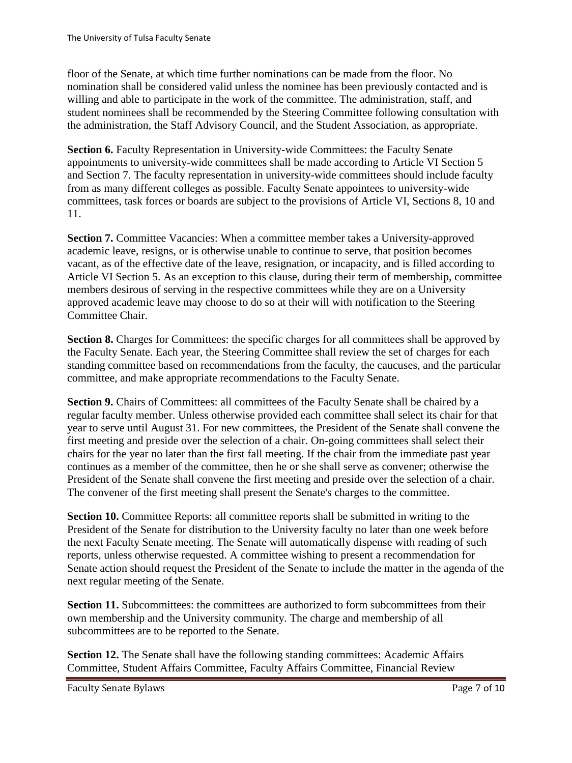floor of the Senate, at which time further nominations can be made from the floor. No nomination shall be considered valid unless the nominee has been previously contacted and is willing and able to participate in the work of the committee. The administration, staff, and student nominees shall be recommended by the Steering Committee following consultation with the administration, the Staff Advisory Council, and the Student Association, as appropriate.

**Section 6.** Faculty Representation in University-wide Committees: the Faculty Senate appointments to university-wide committees shall be made according to Article VI Section 5 and Section 7. The faculty representation in university-wide committees should include faculty from as many different colleges as possible. Faculty Senate appointees to university-wide committees, task forces or boards are subject to the provisions of Article VI, Sections 8, 10 and 11.

**Section 7.** Committee Vacancies: When a committee member takes a University-approved academic leave, resigns, or is otherwise unable to continue to serve, that position becomes vacant, as of the effective date of the leave, resignation, or incapacity, and is filled according to Article VI Section 5. As an exception to this clause, during their term of membership, committee members desirous of serving in the respective committees while they are on a University approved academic leave may choose to do so at their will with notification to the Steering Committee Chair.

**Section 8.** Charges for Committees: the specific charges for all committees shall be approved by the Faculty Senate. Each year, the Steering Committee shall review the set of charges for each standing committee based on recommendations from the faculty, the caucuses, and the particular committee, and make appropriate recommendations to the Faculty Senate.

**Section 9.** Chairs of Committees: all committees of the Faculty Senate shall be chaired by a regular faculty member. Unless otherwise provided each committee shall select its chair for that year to serve until August 31. For new committees, the President of the Senate shall convene the first meeting and preside over the selection of a chair. On-going committees shall select their chairs for the year no later than the first fall meeting. If the chair from the immediate past year continues as a member of the committee, then he or she shall serve as convener; otherwise the President of the Senate shall convene the first meeting and preside over the selection of a chair. The convener of the first meeting shall present the Senate's charges to the committee.

**Section 10.** Committee Reports: all committee reports shall be submitted in writing to the President of the Senate for distribution to the University faculty no later than one week before the next Faculty Senate meeting. The Senate will automatically dispense with reading of such reports, unless otherwise requested. A committee wishing to present a recommendation for Senate action should request the President of the Senate to include the matter in the agenda of the next regular meeting of the Senate.

**Section 11.** Subcommittees: the committees are authorized to form subcommittees from their own membership and the University community. The charge and membership of all subcommittees are to be reported to the Senate.

**Section 12.** The Senate shall have the following standing committees: Academic Affairs Committee, Student Affairs Committee, Faculty Affairs Committee, Financial Review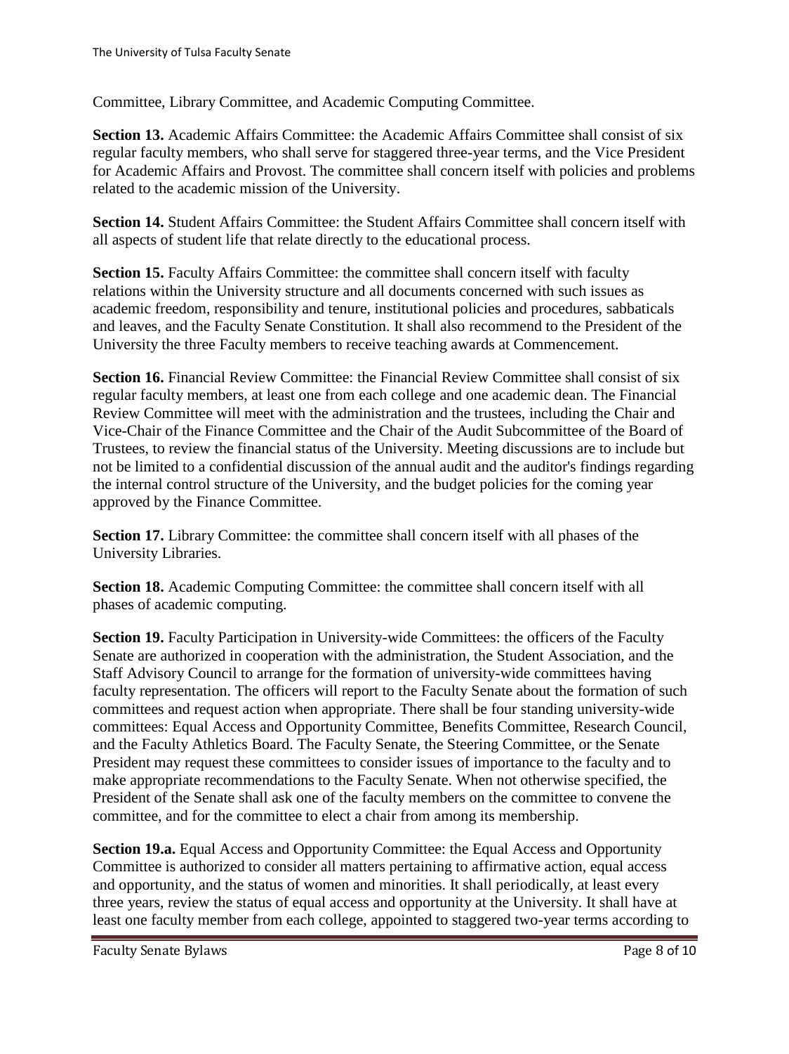Committee, Library Committee, and Academic Computing Committee.

**Section 13.** Academic Affairs Committee: the Academic Affairs Committee shall consist of six regular faculty members, who shall serve for staggered three-year terms, and the Vice President for Academic Affairs and Provost. The committee shall concern itself with policies and problems related to the academic mission of the University.

**Section 14.** Student Affairs Committee: the Student Affairs Committee shall concern itself with all aspects of student life that relate directly to the educational process.

**Section 15.** Faculty Affairs Committee: the committee shall concern itself with faculty relations within the University structure and all documents concerned with such issues as academic freedom, responsibility and tenure, institutional policies and procedures, sabbaticals and leaves, and the Faculty Senate Constitution. It shall also recommend to the President of the University the three Faculty members to receive teaching awards at Commencement.

**Section 16.** Financial Review Committee: the Financial Review Committee shall consist of six regular faculty members, at least one from each college and one academic dean. The Financial Review Committee will meet with the administration and the trustees, including the Chair and Vice-Chair of the Finance Committee and the Chair of the Audit Subcommittee of the Board of Trustees, to review the financial status of the University. Meeting discussions are to include but not be limited to a confidential discussion of the annual audit and the auditor's findings regarding the internal control structure of the University, and the budget policies for the coming year approved by the Finance Committee.

**Section 17.** Library Committee: the committee shall concern itself with all phases of the University Libraries.

**Section 18.** Academic Computing Committee: the committee shall concern itself with all phases of academic computing.

**Section 19.** Faculty Participation in University-wide Committees: the officers of the Faculty Senate are authorized in cooperation with the administration, the Student Association, and the Staff Advisory Council to arrange for the formation of university-wide committees having faculty representation. The officers will report to the Faculty Senate about the formation of such committees and request action when appropriate. There shall be four standing university-wide committees: Equal Access and Opportunity Committee, Benefits Committee, Research Council, and the Faculty Athletics Board. The Faculty Senate, the Steering Committee, or the Senate President may request these committees to consider issues of importance to the faculty and to make appropriate recommendations to the Faculty Senate. When not otherwise specified, the President of the Senate shall ask one of the faculty members on the committee to convene the committee, and for the committee to elect a chair from among its membership.

**Section 19.a.** Equal Access and Opportunity Committee: the Equal Access and Opportunity Committee is authorized to consider all matters pertaining to affirmative action, equal access and opportunity, and the status of women and minorities. It shall periodically, at least every three years, review the status of equal access and opportunity at the University. It shall have at least one faculty member from each college, appointed to staggered two-year terms according to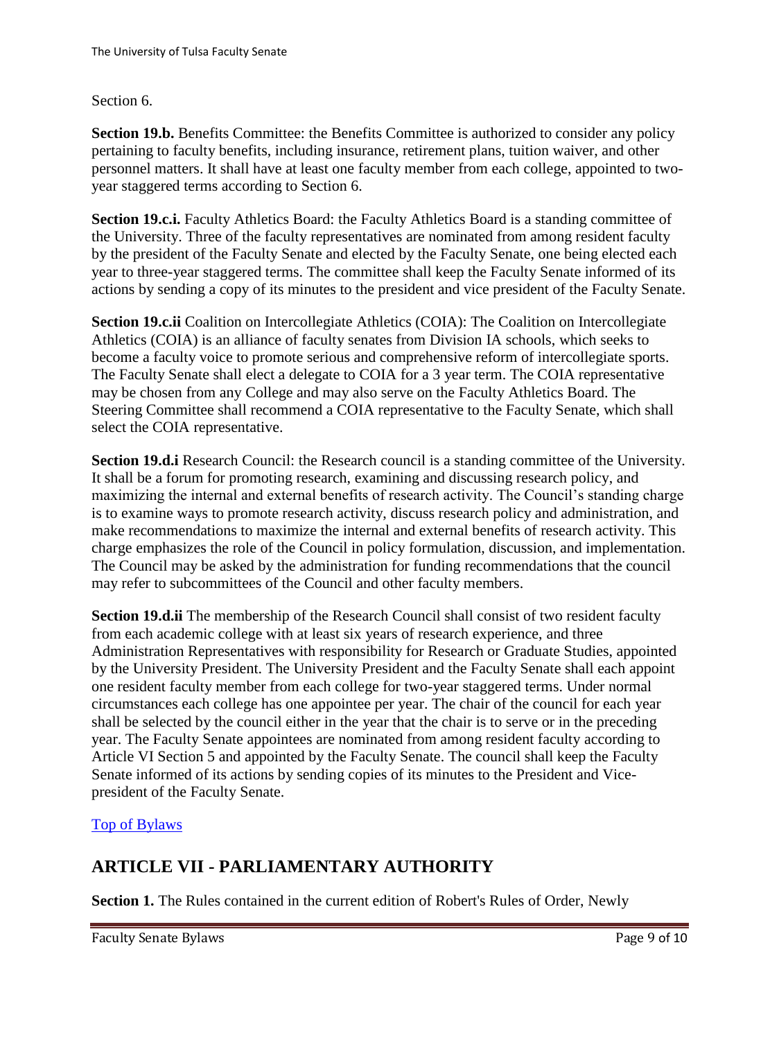Section 6.

**Section 19.b.** Benefits Committee: the Benefits Committee is authorized to consider any policy pertaining to faculty benefits, including insurance, retirement plans, tuition waiver, and other personnel matters. It shall have at least one faculty member from each college, appointed to two-year staggered terms according to Section 6.

**Section 19.c.i.** Faculty Athletics Board: the Faculty Athletics Board is a standing committee of the University. Three of the faculty representatives are nominated from among resident faculty by the president of the Faculty Senate and elected by the Faculty Senate, one being elected each year to three-year staggered terms. The committee shall keep the Faculty Senate informed of its actions by sending a copy of its minutes to the president and vice president of the Faculty Senate.

**Section 19.c.ii** Coalition on Intercollegiate Athletics (COIA): The Coalition on Intercollegiate Athletics (COIA) is an alliance of faculty senates from Division IA schools, which seeks to become a faculty voice to promote serious and comprehensive reform of intercollegiate sports. The Faculty Senate shall elect a delegate to COIA for a 3 year term. The COIA representative may be chosen from any College and may also serve on the Faculty Athletics Board. The Steering Committee shall recommend a COIA representative to the Faculty Senate, which shall select the COIA representative.

**Section 19.d.i** Research Council: the Research council is a standing committee of the University. It shall be a forum for promoting research, examining and discussing research policy, and maximizing the internal and external benefits of research activity. The Council's standing charge is to examine ways to promote research activity, discuss research policy and administration, and make recommendations to maximize the internal and external benefits of research activity. This charge emphasizes the role of the Council in policy formulation, discussion, and implementation. The Council may be asked by the administration for funding recommendations that the council may refer to subcommittees of the Council and other faculty members.

**Section 19.d.ii** The membership of the Research Council shall consist of two resident faculty from each academic college with at least six years of research experience, and three Administration Representatives with responsibility for Research or Graduate Studies, appointed by the University President. The University President and the Faculty Senate shall each appoint one resident faculty member from each college for two-year staggered terms. Under normal circumstances each college has one appointee per year. The chair of the council for each year shall be selected by the council either in the year that the chair is to serve or in the preceding year. The Faculty Senate appointees are nominated from among resident faculty according to Article VI Section 5 and appointed by the Faculty Senate. The council shall keep the Faculty Senate informed of its actions by sending copies of its minutes to the President and Vice-president of the Faculty Senate.

Top of Bylaws

## ARTICLE VII - PARLIAMENTARY AUTHORITY

**Section 1.** The Rules contained in the current edition of Robert's Rules of Order, Newly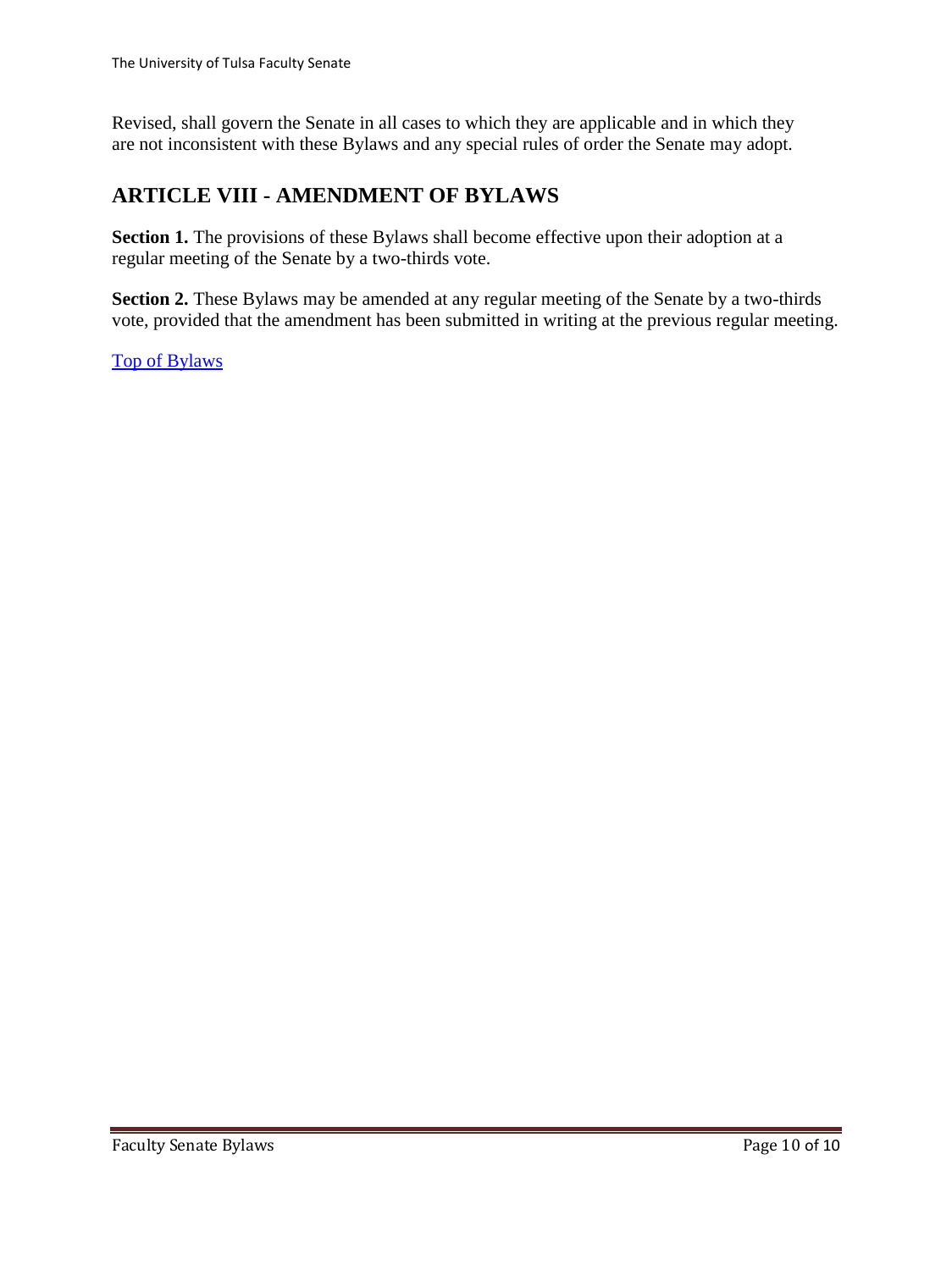Revised, shall govern the Senate in all cases to which they are applicable and in which they are not inconsistent with these Bylaws and any special rules of order the Senate may adopt.

## ARTICLE VIII - AMENDMENT OF BYLAWS

**Section 1.** The provisions of these Bylaws shall become effective upon their adoption at a regular meeting of the Senate by a two-thirds vote.

**Section 2.** These Bylaws may be amended at any regular meeting of the Senate by a two-thirds vote, provided that the amendment has been submitted in writing at the previous regular meeting.

Top of Bylaws